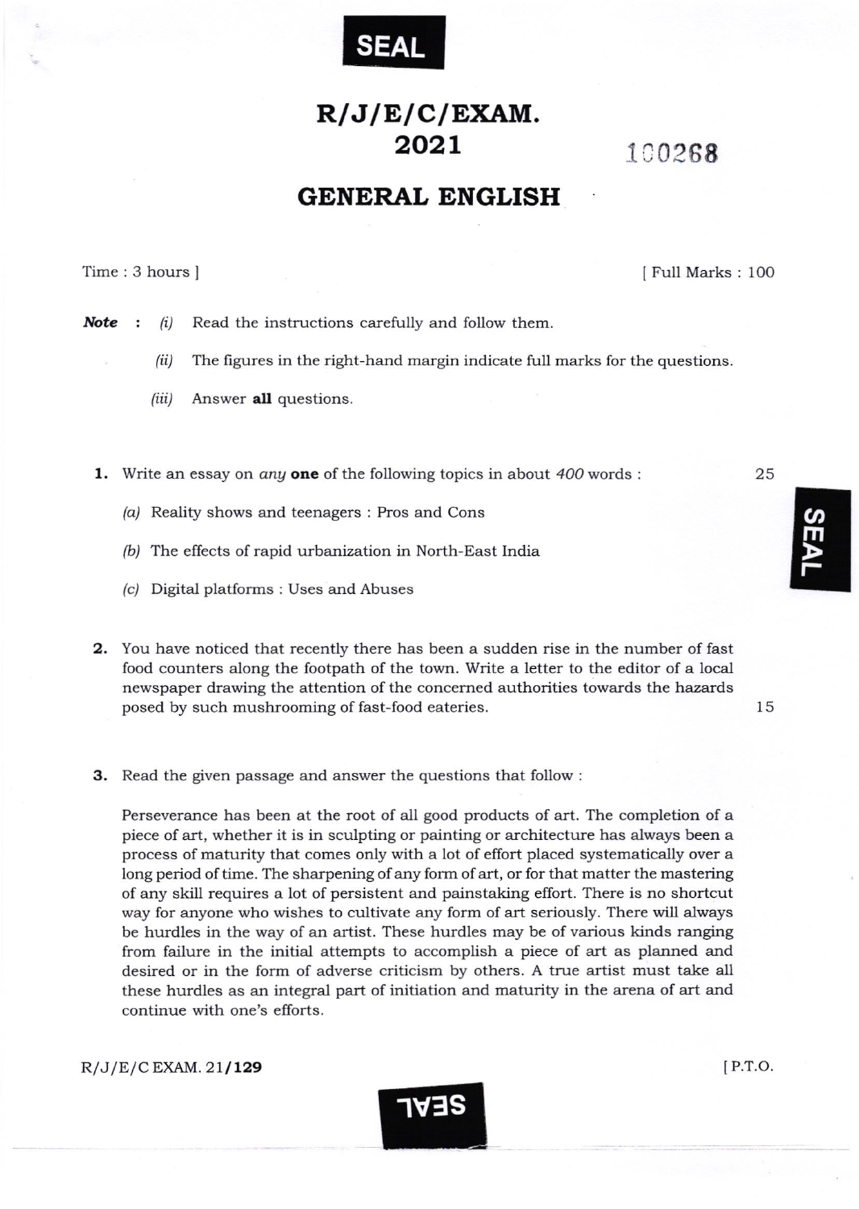# R/J/E/C/EXAM. 2021

100268

## GENERAL ENGLISH

Time : 3 hours ] [ Full Marks : 100

***Note*** : *(i)* Read the instructions carefully and follow them.

*(ii)* The figures in the right-hand margin indicate full marks for the questions.

*(iii)* Answer **all** questions.

**1.** Write an essay on *any* **one** of the following topics in about *400* words : 25

*(a)* Reality shows and teenagers : Pros and Cons

*(b)* The effects of rapid urbanization in North-East India

*(c)* Digital platforms : Uses and Abuses

**2.** You have noticed that recently there has been a sudden rise in the number of fast food counters along the footpath of the town. Write a letter to the editor of a local newspaper drawing the attention of the concerned authorities towards the hazards posed by such mushrooming of fast-food eateries. 15

**3.** Read the given passage and answer the questions that follow :

Perseverance has been at the root of all good products of art. The completion of a piece of art, whether it is in sculpting or painting or architecture has always been a process of maturity that comes only with a lot of effort placed systematically over a long period of time. The sharpening of any form of art, or for that matter the mastering of any skill requires a lot of persistent and painstaking effort. There is no shortcut way for anyone who wishes to cultivate any form of art seriously. There will always be hurdles in the way of an artist. These hurdles may be of various kinds ranging from failure in the initial attempts to accomplish a piece of art as planned and desired or in the form of adverse criticism by others. A true artist must take all these hurdles as an integral part of initiation and maturity in the arena of art and continue with one's efforts.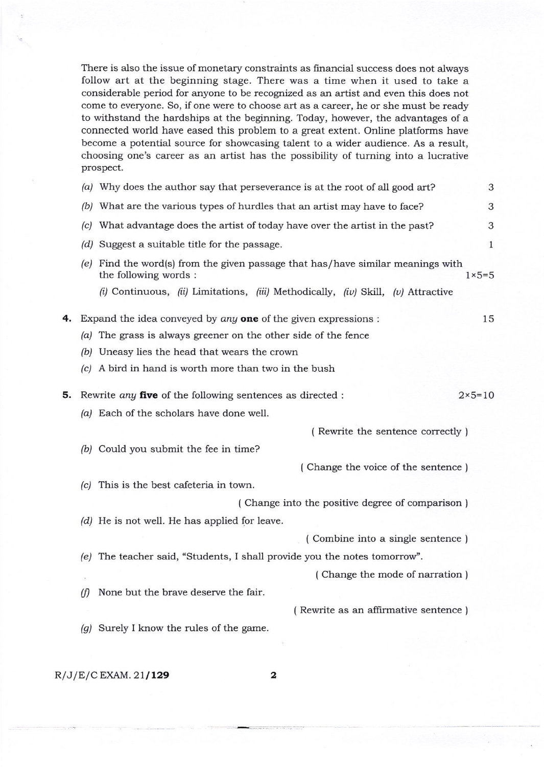There is also the issue of monetary constraints as financial success does not always follow art at the beginning stage. There was a time when it used to take a considerable period for anyone to be recognized as an artist and even this does not come to everyone. So, if one were to choose art as a career, he or she must be ready to withstand the hardships at the beginning. Today, however, the advantages of a connected world have eased this problem to a great extent. Online platforms have become a potential source for showcasing talent to a wider audience. As a result, choosing one's career as an artist has the possibility of turning into a lucrative prospect.

*(a)* Why does the author say that perseverance is at the root of all good art? 3

*(b)* What are the various types of hurdles that an artist may have to face? 3

*(c)* What advantage does the artist of today have over the artist in the past? 3

*(d)* Suggest a suitable title for the passage. 1

*(e)* Find the word(s) from the given passage that has/have similar meanings with the following words : 1×5=5

*(i)* Continuous, *(ii)* Limitations, *(iii)* Methodically, *(iv)* Skill, *(v)* Attractive

**4.** Expand the idea conveyed by *any* **one** of the given expressions : 15

*(a)* The grass is always greener on the other side of the fence

*(b)* Uneasy lies the head that wears the crown

*(c)* A bird in hand is worth more than two in the bush

**5.** Rewrite *any* **five** of the following sentences as directed : 2×5=10

*(a)* Each of the scholars have done well.

( Rewrite the sentence correctly )

*(b)* Could you submit the fee in time?

( Change the voice of the sentence )

*(c)* This is the best cafeteria in town.

( Change into the positive degree of comparison )

*(d)* He is not well. He has applied for leave.

( Combine into a single sentence )

*(e)* The teacher said, "Students, I shall provide you the notes tomorrow".

( Change the mode of narration )

*(f)* None but the brave deserve the fair.

( Rewrite as an affirmative sentence )

*(g)* Surely I know the rules of the game.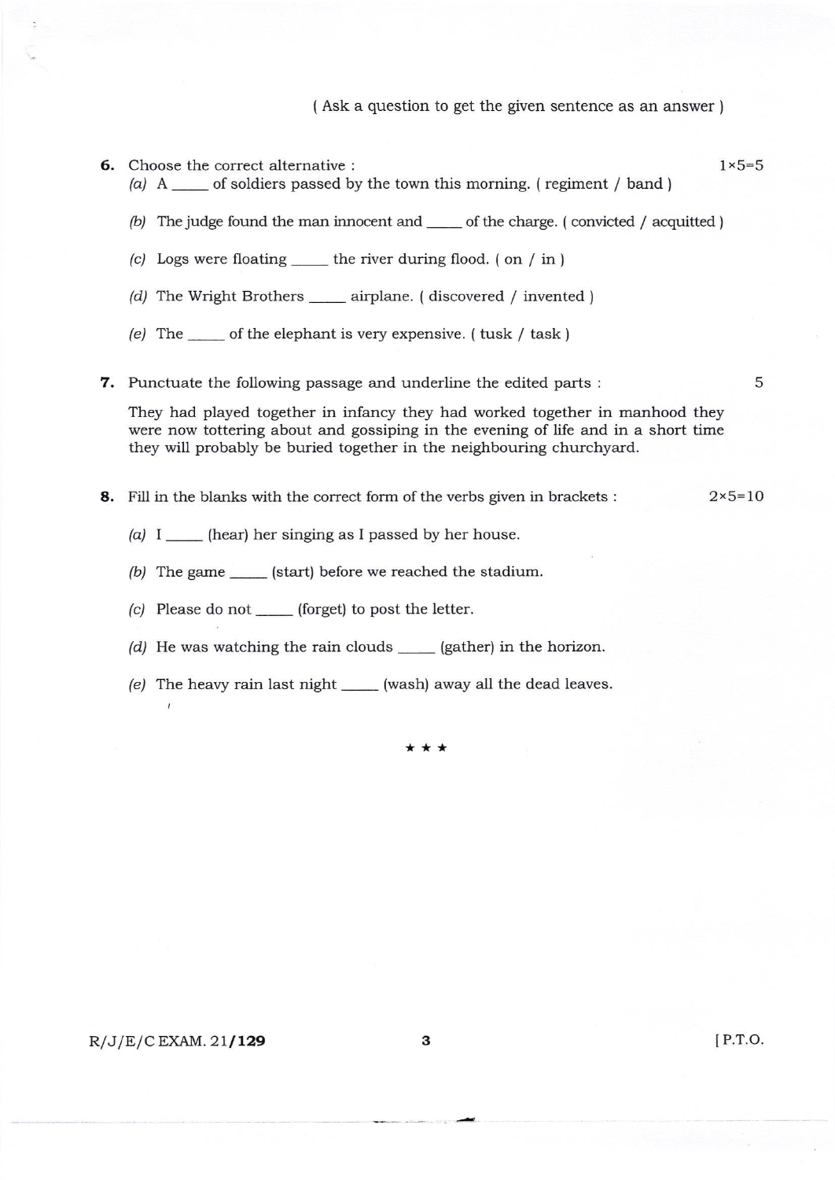( Ask a question to get the given sentence as an answer )

**6.** Choose the correct alternative : 1×5=5

*(a)* A _____ of soldiers passed by the town this morning. ( regiment / band )

*(b)* The judge found the man innocent and _____ of the charge. ( convicted / acquitted )

*(c)* Logs were floating _____ the river during flood. ( on / in )

*(d)* The Wright Brothers _____ airplane. ( discovered / invented )

*(e)* The _____ of the elephant is very expensive. ( tusk / task )

**7.** Punctuate the following passage and underline the edited parts : 5

They had played together in infancy they had worked together in manhood they were now tottering about and gossiping in the evening of life and in a short time they will probably be buried together in the neighbouring churchyard.

**8.** Fill in the blanks with the correct form of the verbs given in brackets : 2×5=10

*(a)* I _____ (hear) her singing as I passed by her house.

*(b)* The game _____ (start) before we reached the stadium.

*(c)* Please do not _____ (forget) to post the letter.

*(d)* He was watching the rain clouds _____ (gather) in the horizon.

*(e)* The heavy rain last night _____ (wash) away all the dead leaves.

★ ★ ★

R/J/E/C EXAM. 21/**129**

[ P.T.O.